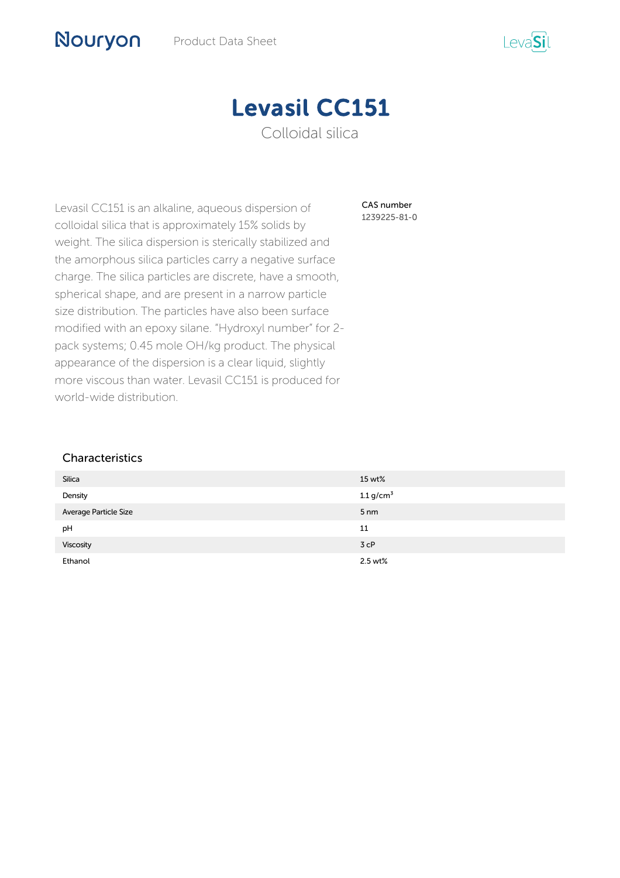# Levasil CC151

Colloidal silica

Levasil CC151 is an alkaline, aqueous dispersion of colloidal silica that is approximately 15% solids by weight. The silica dispersion is sterically stabilized and the amorphous silica particles carry a negative surface charge. The silica particles are discrete, have a smooth, spherical shape, and are present in a narrow particle size distribution. The particles have also been surface modified with an epoxy silane. "Hydroxyl number" for 2-pack systems; 0.45 mole OH/kg product. The physical appearance of the dispersion is a clear liquid, slightly more viscous than water. Levasil CC151 is produced for world-wide distribution.

CAS number
1239225-81-0

## Characteristics

| | |
|---|---|
| Silica | 15 wt% |
| Density | 1.1 g/cm$^3$ |
| Average Particle Size | 5 nm |
| pH | 11 |
| Viscosity | 3 cP |
| Ethanol | 2.5 wt% |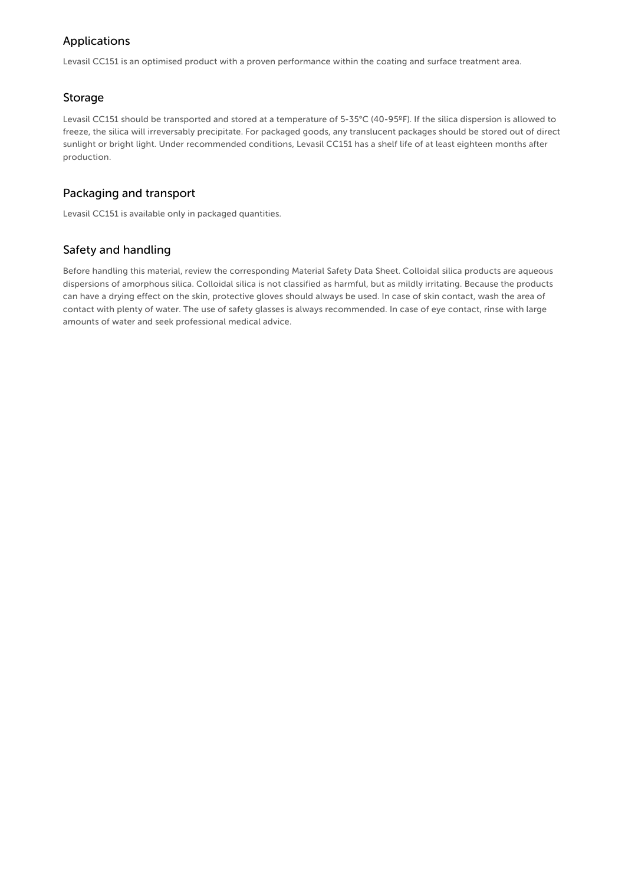## Applications

Levasil CC151 is an optimised product with a proven performance within the coating and surface treatment area.

## Storage

Levasil CC151 should be transported and stored at a temperature of 5-35°C (40-95ºF). If the silica dispersion is allowed to freeze, the silica will irreversably precipitate. For packaged goods, any translucent packages should be stored out of direct sunlight or bright light. Under recommended conditions, Levasil CC151 has a shelf life of at least eighteen months after production.

## Packaging and transport

Levasil CC151 is available only in packaged quantities.

## Safety and handling

Before handling this material, review the corresponding Material Safety Data Sheet. Colloidal silica products are aqueous dispersions of amorphous silica. Colloidal silica is not classified as harmful, but as mildly irritating. Because the products can have a drying effect on the skin, protective gloves should always be used. In case of skin contact, wash the area of contact with plenty of water. The use of safety glasses is always recommended. In case of eye contact, rinse with large amounts of water and seek professional medical advice.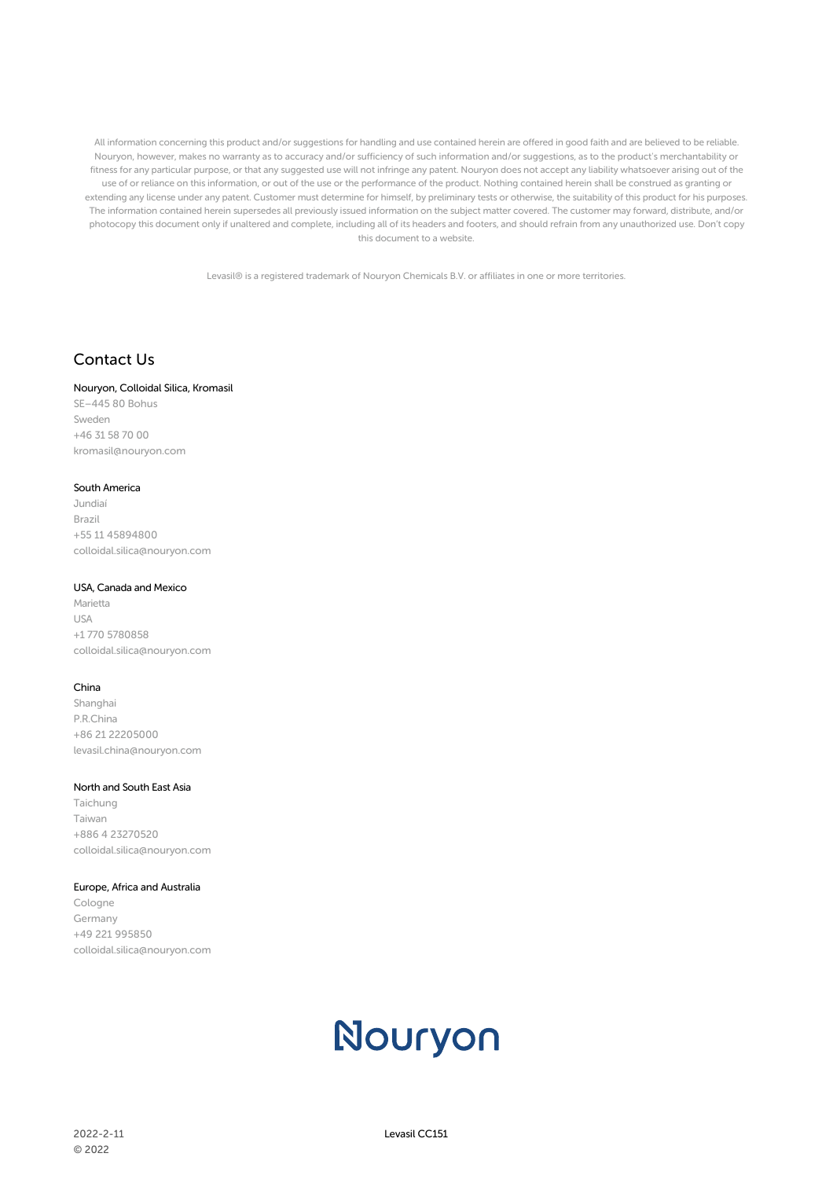All information concerning this product and/or suggestions for handling and use contained herein are offered in good faith and are believed to be reliable. Nouryon, however, makes no warranty as to accuracy and/or sufficiency of such information and/or suggestions, as to the product's merchantability or fitness for any particular purpose, or that any suggested use will not infringe any patent. Nouryon does not accept any liability whatsoever arising out of the use of or reliance on this information, or out of the use or the performance of the product. Nothing contained herein shall be construed as granting or extending any license under any patent. Customer must determine for himself, by preliminary tests or otherwise, the suitability of this product for his purposes. The information contained herein supersedes all previously issued information on the subject matter covered. The customer may forward, distribute, and/or photocopy this document only if unaltered and complete, including all of its headers and footers, and should refrain from any unauthorized use. Don't copy this document to a website.

Levasil® is a registered trademark of Nouryon Chemicals B.V. or affiliates in one or more territories.

## Contact Us

**Nouryon, Colloidal Silica, Kromasil**
SE–445 80 Bohus
Sweden
+46 31 58 70 00
kromasil@nouryon.com

**South America**
Jundiai
Brazil
+55 11 45894800
colloidal.silica@nouryon.com

**USA, Canada and Mexico**
Marietta
USA
+1 770 5780858
colloidal.silica@nouryon.com

**China**
Shanghai
P.R.China
+86 21 22205000
levasil.china@nouryon.com

**North and South East Asia**
Taichung
Taiwan
+886 4 23270520
colloidal.silica@nouryon.com

**Europe, Africa and Australia**
Cologne
Germany
+49 221 995850
colloidal.silica@nouryon.com

Nouryon

2022-2-11
© 2022

Levasil CC151